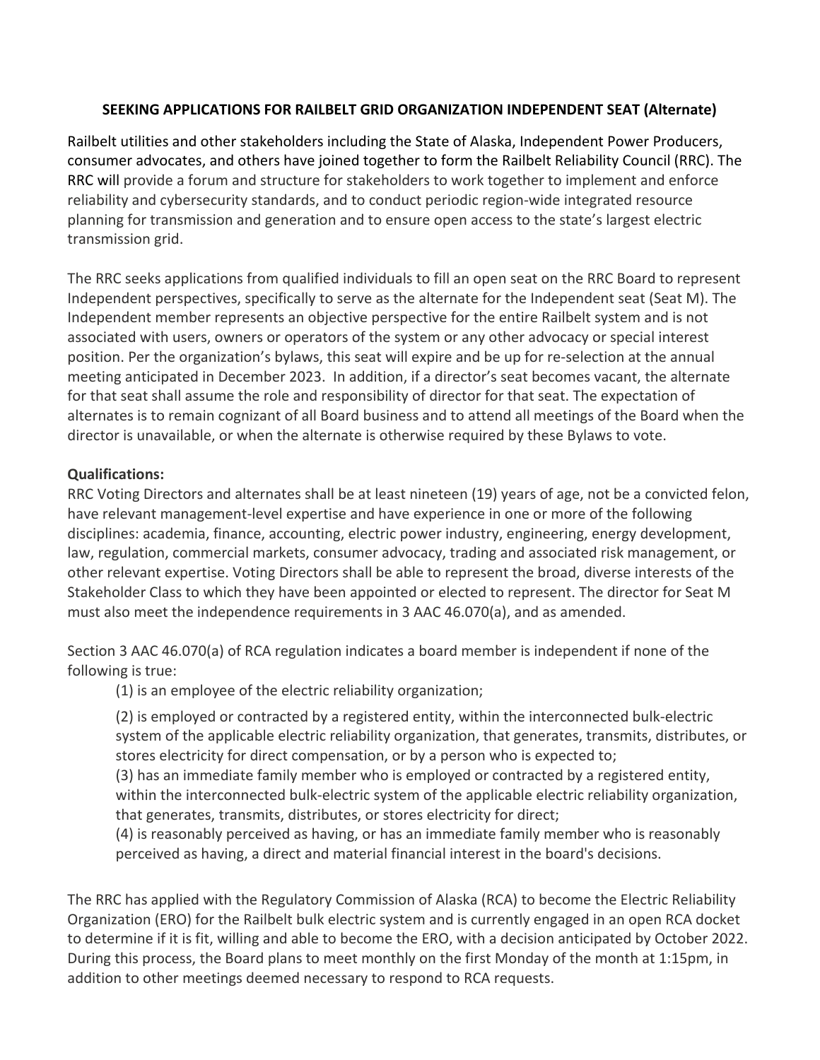**SEEKING APPLICATIONS FOR RAILBELT GRID ORGANIZATION INDEPENDENT SEAT (Alternate)**

Railbelt utilities and other stakeholders including the State of Alaska, Independent Power Producers, consumer advocates, and others have joined together to form the Railbelt Reliability Council (RRC). The RRC will provide a forum and structure for stakeholders to work together to implement and enforce reliability and cybersecurity standards, and to conduct periodic region-wide integrated resource planning for transmission and generation and to ensure open access to the state's largest electric transmission grid.

The RRC seeks applications from qualified individuals to fill an open seat on the RRC Board to represent Independent perspectives, specifically to serve as the alternate for the Independent seat (Seat M). The Independent member represents an objective perspective for the entire Railbelt system and is not associated with users, owners or operators of the system or any other advocacy or special interest position. Per the organization's bylaws, this seat will expire and be up for re-selection at the annual meeting anticipated in December 2023. In addition, if a director's seat becomes vacant, the alternate for that seat shall assume the role and responsibility of director for that seat. The expectation of alternates is to remain cognizant of all Board business and to attend all meetings of the Board when the director is unavailable, or when the alternate is otherwise required by these Bylaws to vote.

**Qualifications:**

RRC Voting Directors and alternates shall be at least nineteen (19) years of age, not be a convicted felon, have relevant management-level expertise and have experience in one or more of the following disciplines: academia, finance, accounting, electric power industry, engineering, energy development, law, regulation, commercial markets, consumer advocacy, trading and associated risk management, or other relevant expertise. Voting Directors shall be able to represent the broad, diverse interests of the Stakeholder Class to which they have been appointed or elected to represent. The director for Seat M must also meet the independence requirements in 3 AAC 46.070(a), and as amended.

Section 3 AAC 46.070(a) of RCA regulation indicates a board member is independent if none of the following is true:

(1) is an employee of the electric reliability organization;

(2) is employed or contracted by a registered entity, within the interconnected bulk-electric system of the applicable electric reliability organization, that generates, transmits, distributes, or stores electricity for direct compensation, or by a person who is expected to;

(3) has an immediate family member who is employed or contracted by a registered entity, within the interconnected bulk-electric system of the applicable electric reliability organization, that generates, transmits, distributes, or stores electricity for direct;

(4) is reasonably perceived as having, or has an immediate family member who is reasonably perceived as having, a direct and material financial interest in the board's decisions.

The RRC has applied with the Regulatory Commission of Alaska (RCA) to become the Electric Reliability Organization (ERO) for the Railbelt bulk electric system and is currently engaged in an open RCA docket to determine if it is fit, willing and able to become the ERO, with a decision anticipated by October 2022. During this process, the Board plans to meet monthly on the first Monday of the month at 1:15pm, in addition to other meetings deemed necessary to respond to RCA requests.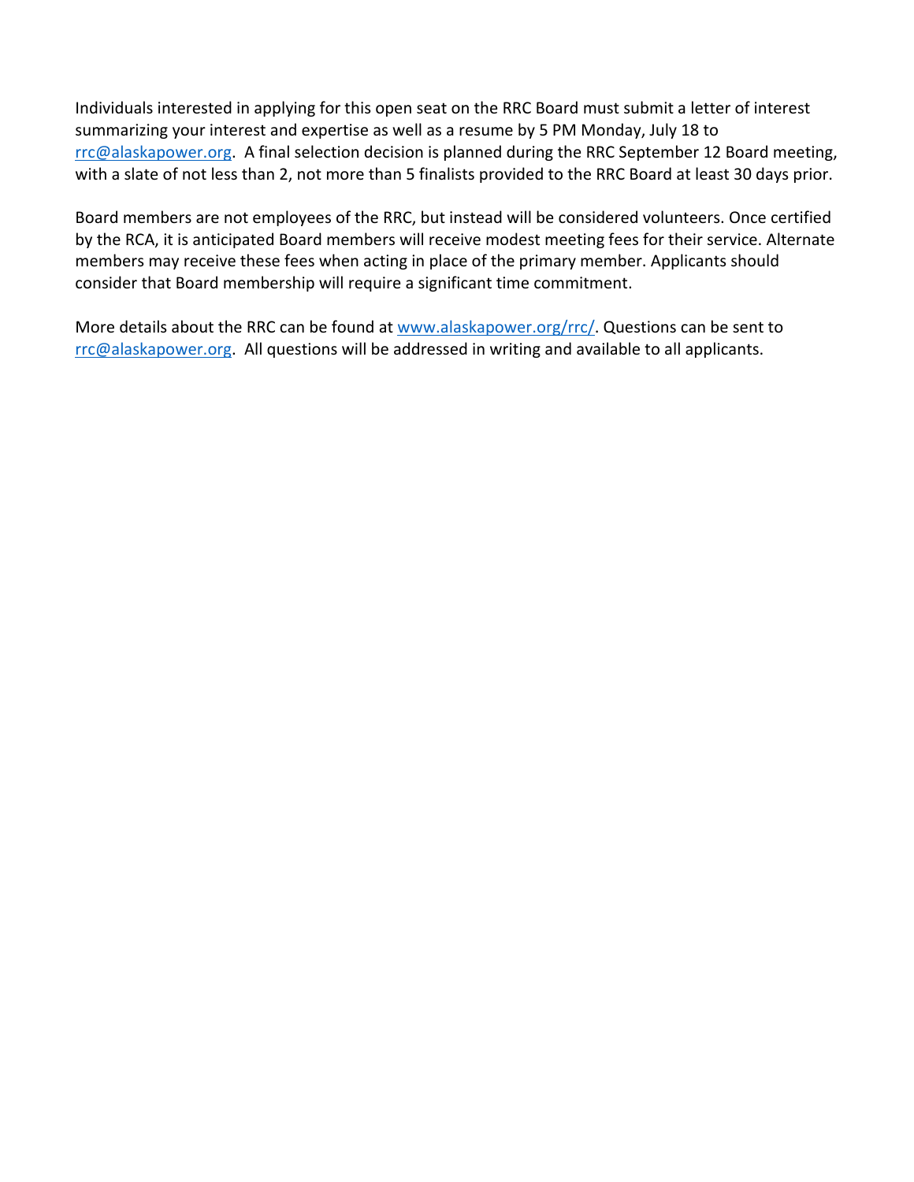Individuals interested in applying for this open seat on the RRC Board must submit a letter of interest summarizing your interest and expertise as well as a resume by 5 PM Monday, July 18 to rrc@alaskapower.org. A final selection decision is planned during the RRC September 12 Board meeting, with a slate of not less than 2, not more than 5 finalists provided to the RRC Board at least 30 days prior.

Board members are not employees of the RRC, but instead will be considered volunteers. Once certified by the RCA, it is anticipated Board members will receive modest meeting fees for their service. Alternate members may receive these fees when acting in place of the primary member. Applicants should consider that Board membership will require a significant time commitment.

More details about the RRC can be found at www.alaskapower.org/rrc/. Questions can be sent to rrc@alaskapower.org. All questions will be addressed in writing and available to all applicants.